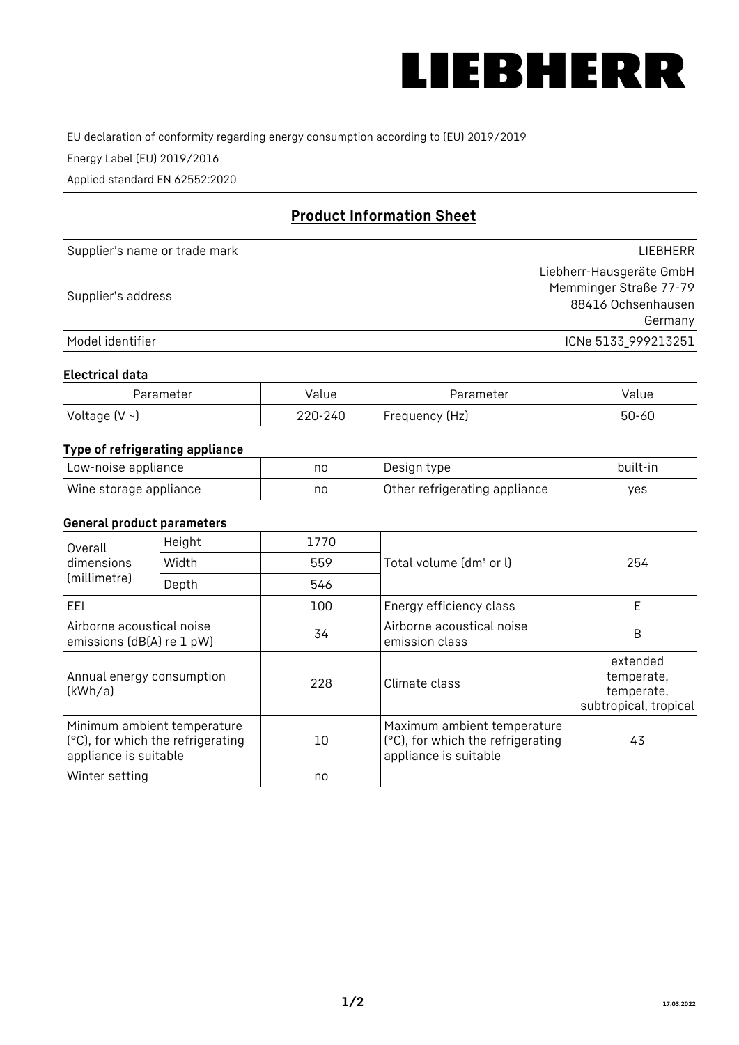LIEBHERR

EU declaration of conformity regarding energy consumption according to (EU) 2019/2019

Energy Label (EU) 2019/2016

Applied standard EN 62552:2020

## Product Information Sheet

| | |
|---|---|
| Supplier's name or trade mark | LIEBHERR |
| Supplier's address | Liebherr-Hausgeräte GmbH<br>Memminger Straße 77-79<br>88416 Ochsenhausen<br>Germany |
| Model identifier | ICNe 5133_999213251 |

### Electrical data

| Parameter | Value | Parameter | Value |
|---|---|---|---|
| Voltage (V ~) | 220-240 | Frequency (Hz) | 50-60 |

### Type of refrigerating appliance

| | | | |
|---|---|---|---|
| Low-noise appliance | no | Design type | built-in |
| Wine storage appliance | no | Other refrigerating appliance | yes |

### General product parameters

| | | | | |
|---|---|---|---|---|
| Overall dimensions (millimetre) | Height | 1770 | Total volume (dm³ or l) | 254 |
| | Width | 559 | | |
| | Depth | 546 | | |
| EEI | | 100 | Energy efficiency class | E |
| Airborne acoustical noise emissions (dB(A) re 1 pW) | | 34 | Airborne acoustical noise emission class | B |
| Annual energy consumption (kWh/a) | | 228 | Climate class | extended temperate, temperate, subtropical, tropical |
| Minimum ambient temperature (°C), for which the refrigerating appliance is suitable | | 10 | Maximum ambient temperature (°C), for which the refrigerating appliance is suitable | 43 |
| Winter setting | | no | | |

17.03.2022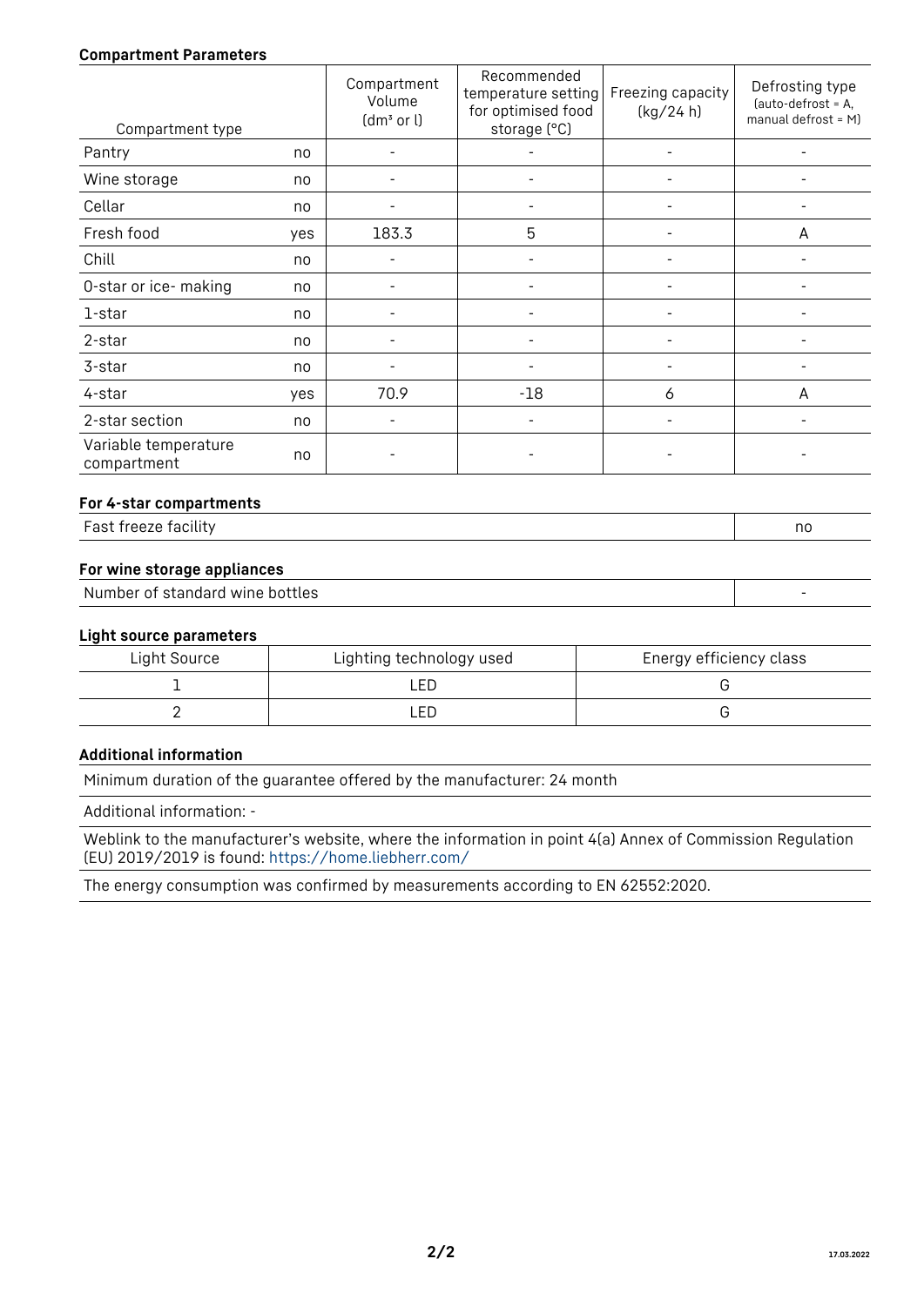**Compartment Parameters**

| Compartment type | | Compartment Volume (dm³ or l) | Recommended temperature setting for optimised food storage (°C) | Freezing capacity (kg/24 h) | Defrosting type (auto-defrost = A, manual defrost = M) |
|---|---|---|---|---|---|
| Pantry | no | - | - | - | - |
| Wine storage | no | - | - | - | - |
| Cellar | no | - | - | - | - |
| Fresh food | yes | 183.3 | 5 | - | A |
| Chill | no | - | - | - | - |
| 0-star or ice- making | no | - | - | - | - |
| 1-star | no | - | - | - | - |
| 2-star | no | - | - | - | - |
| 3-star | no | - | - | - | - |
| 4-star | yes | 70.9 | -18 | 6 | A |
| 2-star section | no | - | - | - | - |
| Variable temperature compartment | no | - | - | - | - |

**For 4-star compartments**

| | |
|---|---|
| Fast freeze facility | no |

**For wine storage appliances**

| | |
|---|---|
| Number of standard wine bottles | - |

**Light source parameters**

| Light Source | Lighting technology used | Energy efficiency class |
|---|---|---|
| 1 | LED | G |
| 2 | LED | G |

**Additional information**

Minimum duration of the guarantee offered by the manufacturer: 24 month

Additional information: -

Weblink to the manufacturer's website, where the information in point 4(a) Annex of Commission Regulation (EU) 2019/2019 is found: https://home.liebherr.com/

The energy consumption was confirmed by measurements according to EN 62552:2020.

17.03.2022